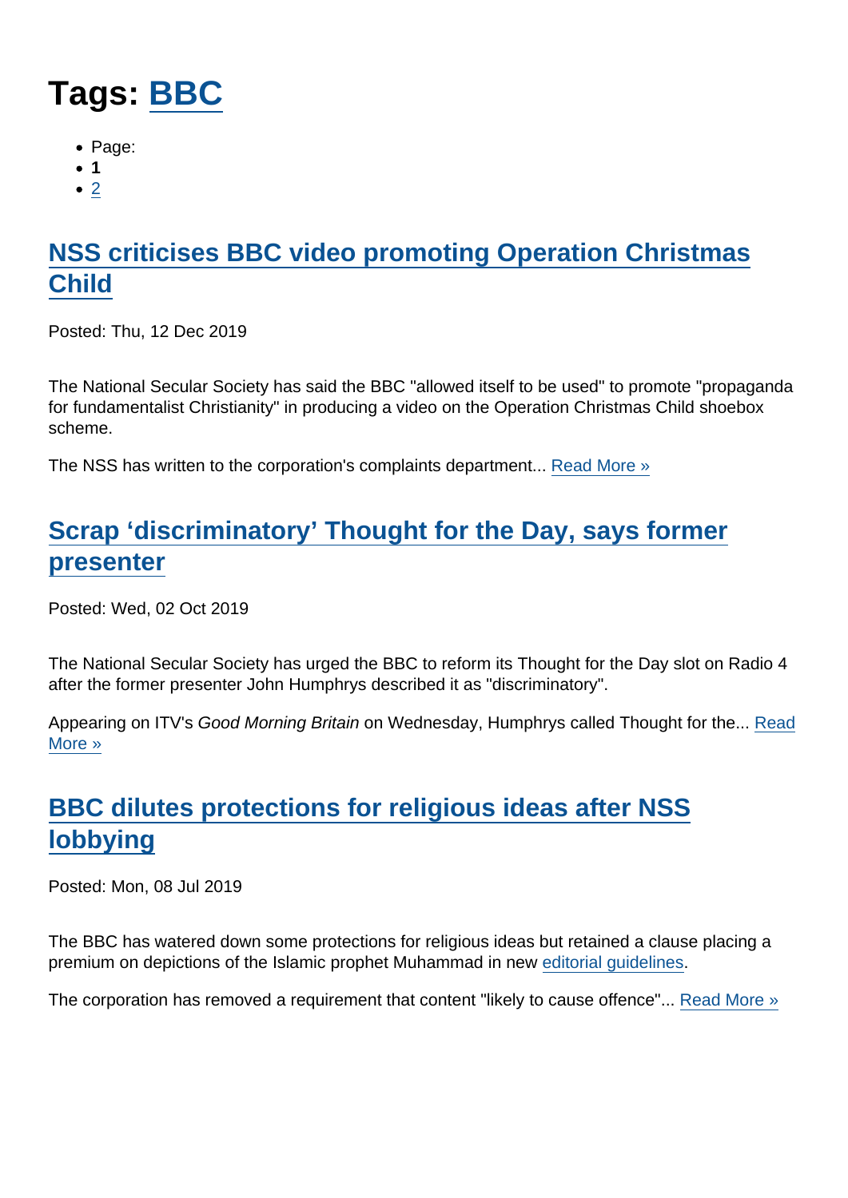# Tags: BBC

- Page:
- **1**
- 2

## NSS criticises BBC video promoting Operation Christmas Child

Posted: Thu, 12 Dec 2019

The National Secular Society has said the BBC "allowed itself to be used" to promote "propaganda for fundamentalist Christianity" in producing a video on the Operation Christmas Child shoebox scheme.

The NSS has written to the corporation's complaints department... Read More »

## Scrap ‘discriminatory’ Thought for the Day, says former presenter

Posted: Wed, 02 Oct 2019

The National Secular Society has urged the BBC to reform its Thought for the Day slot on Radio 4 after the former presenter John Humphrys described it as "discriminatory".

Appearing on ITV's *Good Morning Britain* on Wednesday, Humphrys called Thought for the... Read More »

## BBC dilutes protections for religious ideas after NSS lobbying

Posted: Mon, 08 Jul 2019

The BBC has watered down some protections for religious ideas but retained a clause placing a premium on depictions of the Islamic prophet Muhammad in new editorial guidelines.

The corporation has removed a requirement that content "likely to cause offence"... Read More »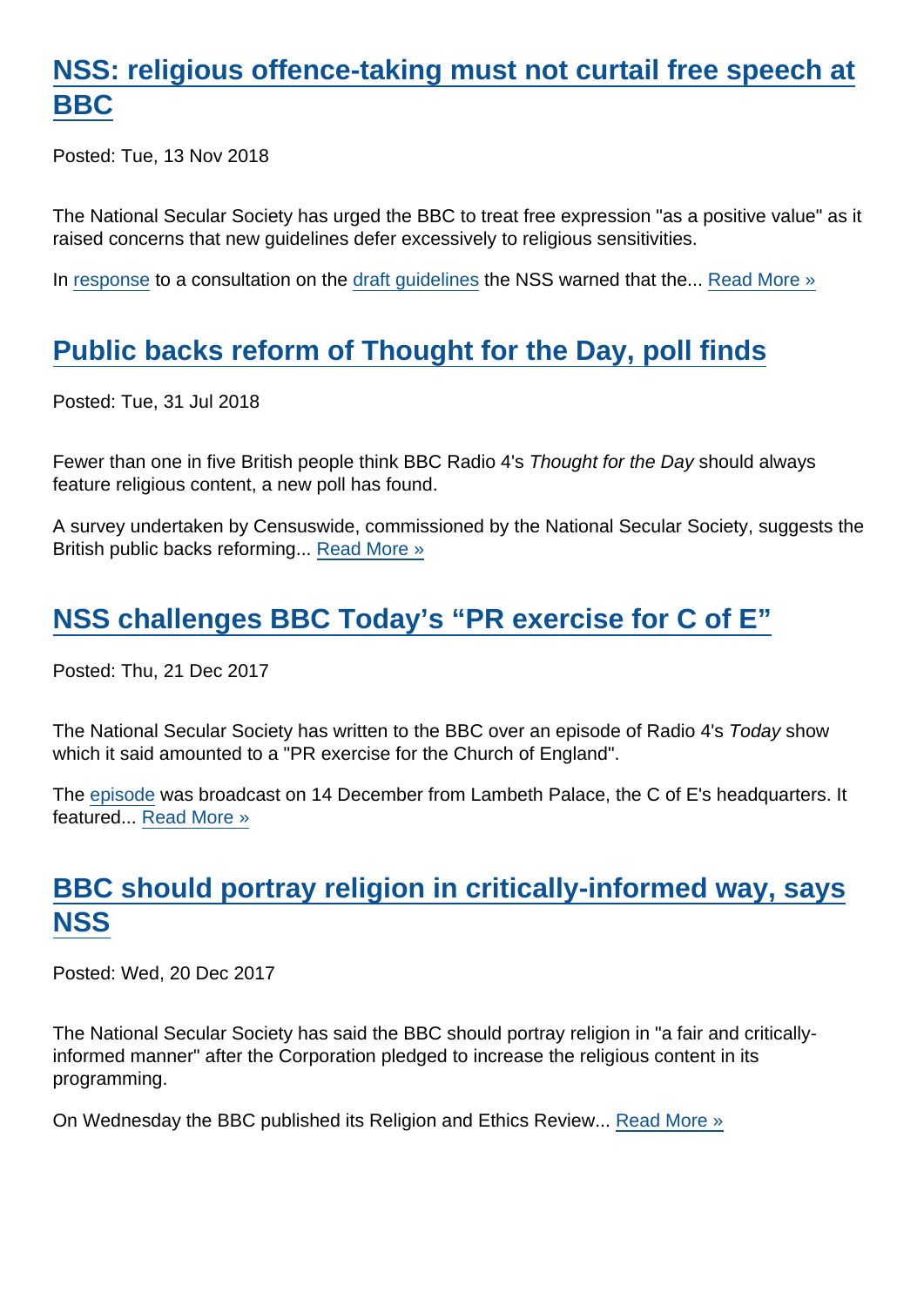## NSS: religious offence-taking must not curtail free speech at BBC

Posted: Tue, 13 Nov 2018

The National Secular Society has urged the BBC to treat free expression "as a positive value" as it raised concerns that new guidelines defer excessively to religious sensitivities.

In response to a consultation on the draft guidelines the NSS warned that the... Read More »

## Public backs reform of Thought for the Day, poll finds

Posted: Tue, 31 Jul 2018

Fewer than one in five British people think BBC Radio 4's *Thought for the Day* should always feature religious content, a new poll has found.

A survey undertaken by Censuswide, commissioned by the National Secular Society, suggests the British public backs reforming... Read More »

## NSS challenges BBC Today's "PR exercise for C of E"

Posted: Thu, 21 Dec 2017

The National Secular Society has written to the BBC over an episode of Radio 4's *Today* show which it said amounted to a "PR exercise for the Church of England".

The episode was broadcast on 14 December from Lambeth Palace, the C of E's headquarters. It featured... Read More »

## BBC should portray religion in critically-informed way, says NSS

Posted: Wed, 20 Dec 2017

The National Secular Society has said the BBC should portray religion in "a fair and critically-informed manner" after the Corporation pledged to increase the religious content in its programming.

On Wednesday the BBC published its Religion and Ethics Review... Read More »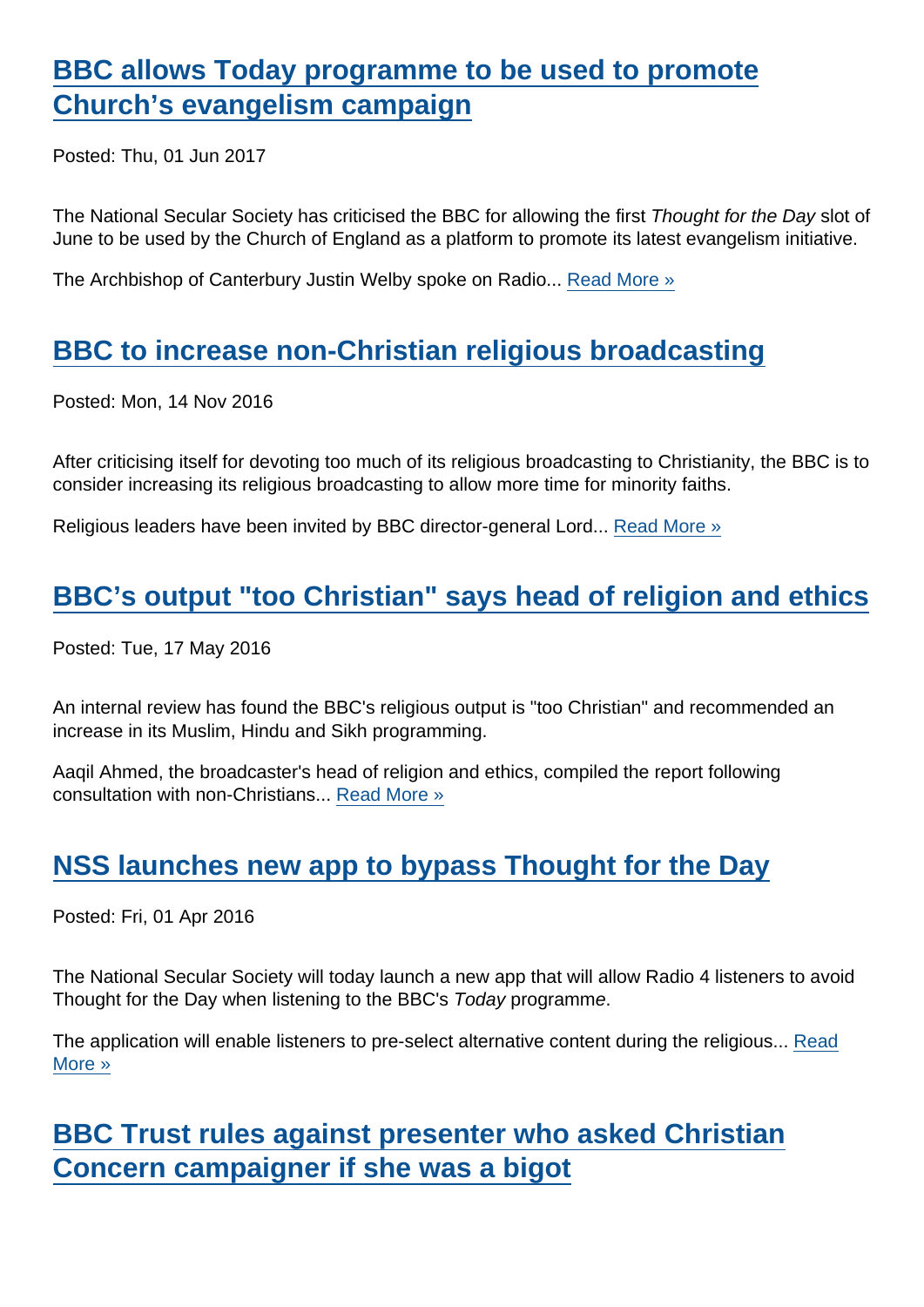## [BBC allows Today programme to be used to promote Church's evangelism campaign]

Posted: Thu, 01 Jun 2017

The National Secular Society has criticised the BBC for allowing the first *Thought for the Day* slot of June to be used by the Church of England as a platform to promote its latest evangelism initiative.

The Archbishop of Canterbury Justin Welby spoke on Radio... Read More »

## [BBC to increase non-Christian religious broadcasting]

Posted: Mon, 14 Nov 2016

After criticising itself for devoting too much of its religious broadcasting to Christianity, the BBC is to consider increasing its religious broadcasting to allow more time for minority faiths.

Religious leaders have been invited by BBC director-general Lord... Read More »

## [BBC's output "too Christian" says head of religion and ethics]

Posted: Tue, 17 May 2016

An internal review has found the BBC's religious output is "too Christian" and recommended an increase in its Muslim, Hindu and Sikh programming.

Aaqil Ahmed, the broadcaster's head of religion and ethics, compiled the report following consultation with non-Christians... Read More »

## [NSS launches new app to bypass Thought for the Day]

Posted: Fri, 01 Apr 2016

The National Secular Society will today launch a new app that will allow Radio 4 listeners to avoid Thought for the Day when listening to the BBC's *Today* programme.

The application will enable listeners to pre-select alternative content during the religious... Read More »

## [BBC Trust rules against presenter who asked Christian Concern campaigner if she was a bigot]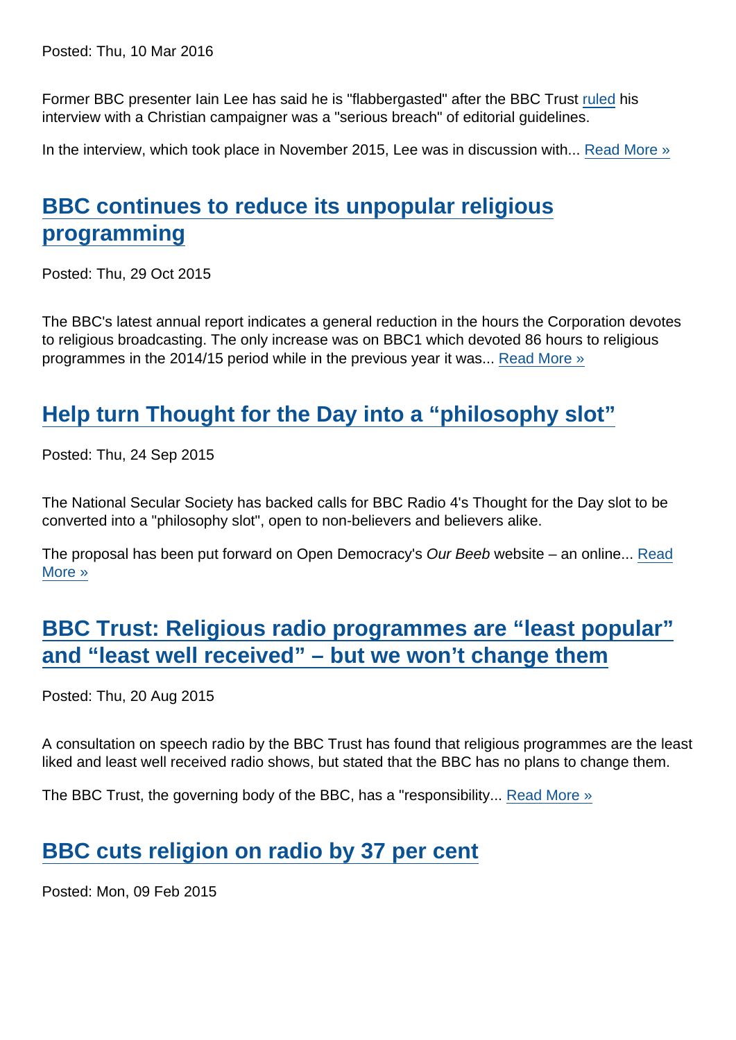Posted: Thu, 10 Mar 2016

Former BBC presenter Iain Lee has said he is "flabbergasted" after the BBC Trust ruled his interview with a Christian campaigner was a "serious breach" of editorial guidelines.

In the interview, which took place in November 2015, Lee was in discussion with... Read More »

## BBC continues to reduce its unpopular religious programming

Posted: Thu, 29 Oct 2015

The BBC's latest annual report indicates a general reduction in the hours the Corporation devotes to religious broadcasting. The only increase was on BBC1 which devoted 86 hours to religious programmes in the 2014/15 period while in the previous year it was... Read More »

## Help turn Thought for the Day into a "philosophy slot"

Posted: Thu, 24 Sep 2015

The National Secular Society has backed calls for BBC Radio 4's Thought for the Day slot to be converted into a "philosophy slot", open to non-believers and believers alike.

The proposal has been put forward on Open Democracy's *Our Beeb* website – an online... Read More »

## BBC Trust: Religious radio programmes are "least popular" and "least well received" – but we won't change them

Posted: Thu, 20 Aug 2015

A consultation on speech radio by the BBC Trust has found that religious programmes are the least liked and least well received radio shows, but stated that the BBC has no plans to change them.

The BBC Trust, the governing body of the BBC, has a "responsibility... Read More »

## BBC cuts religion on radio by 37 per cent

Posted: Mon, 09 Feb 2015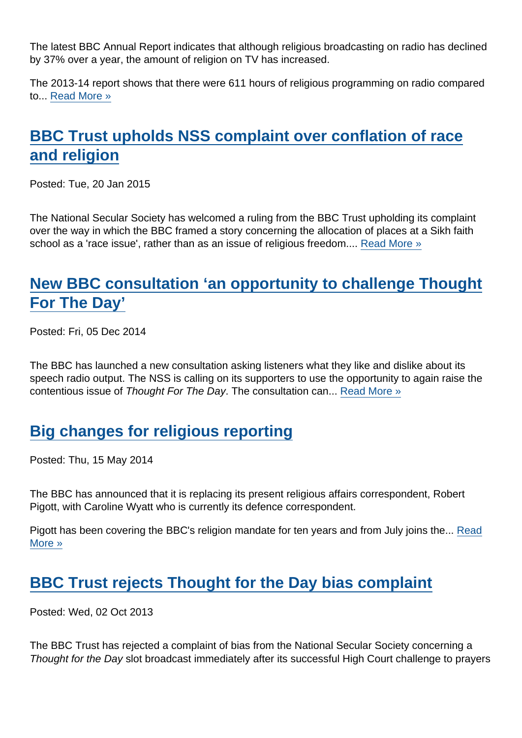The latest BBC Annual Report indicates that although religious broadcasting on radio has declined by 37% over a year, the amount of religion on TV has increased.

The 2013-14 report shows that there were 611 hours of religious programming on radio compared to... Read More »

## BBC Trust upholds NSS complaint over conflation of race and religion

Posted: Tue, 20 Jan 2015

The National Secular Society has welcomed a ruling from the BBC Trust upholding its complaint over the way in which the BBC framed a story concerning the allocation of places at a Sikh faith school as a 'race issue', rather than as an issue of religious freedom.... Read More »

## New BBC consultation 'an opportunity to challenge Thought For The Day'

Posted: Fri, 05 Dec 2014

The BBC has launched a new consultation asking listeners what they like and dislike about its speech radio output. The NSS is calling on its supporters to use the opportunity to again raise the contentious issue of *Thought For The Day*. The consultation can... Read More »

## Big changes for religious reporting

Posted: Thu, 15 May 2014

The BBC has announced that it is replacing its present religious affairs correspondent, Robert Pigott, with Caroline Wyatt who is currently its defence correspondent.

Pigott has been covering the BBC's religion mandate for ten years and from July joins the... Read More »

## BBC Trust rejects Thought for the Day bias complaint

Posted: Wed, 02 Oct 2013

The BBC Trust has rejected a complaint of bias from the National Secular Society concerning a *Thought for the Day* slot broadcast immediately after its successful High Court challenge to prayers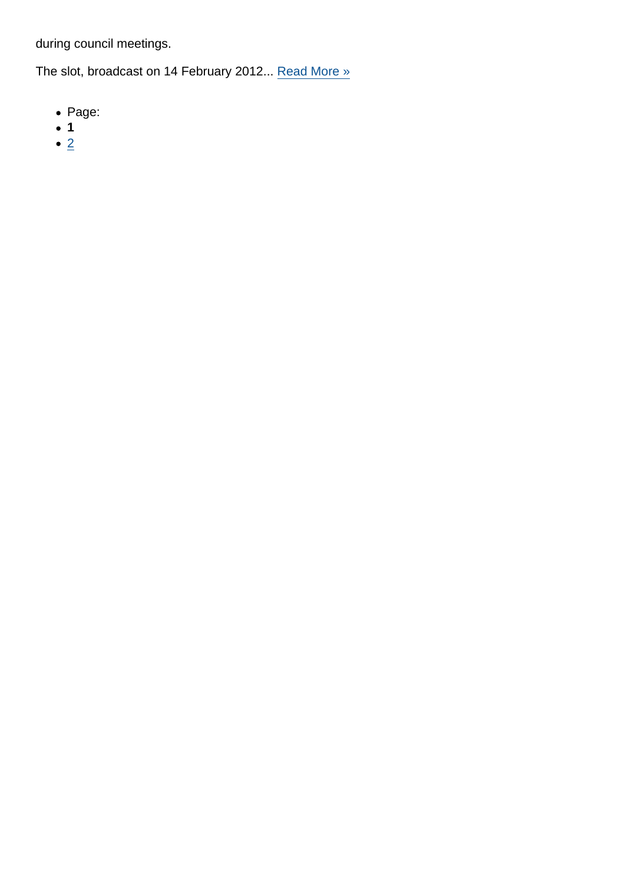during council meetings.

The slot, broadcast on 14 February 2012... Read More »

- Page:
- **1**
- 2